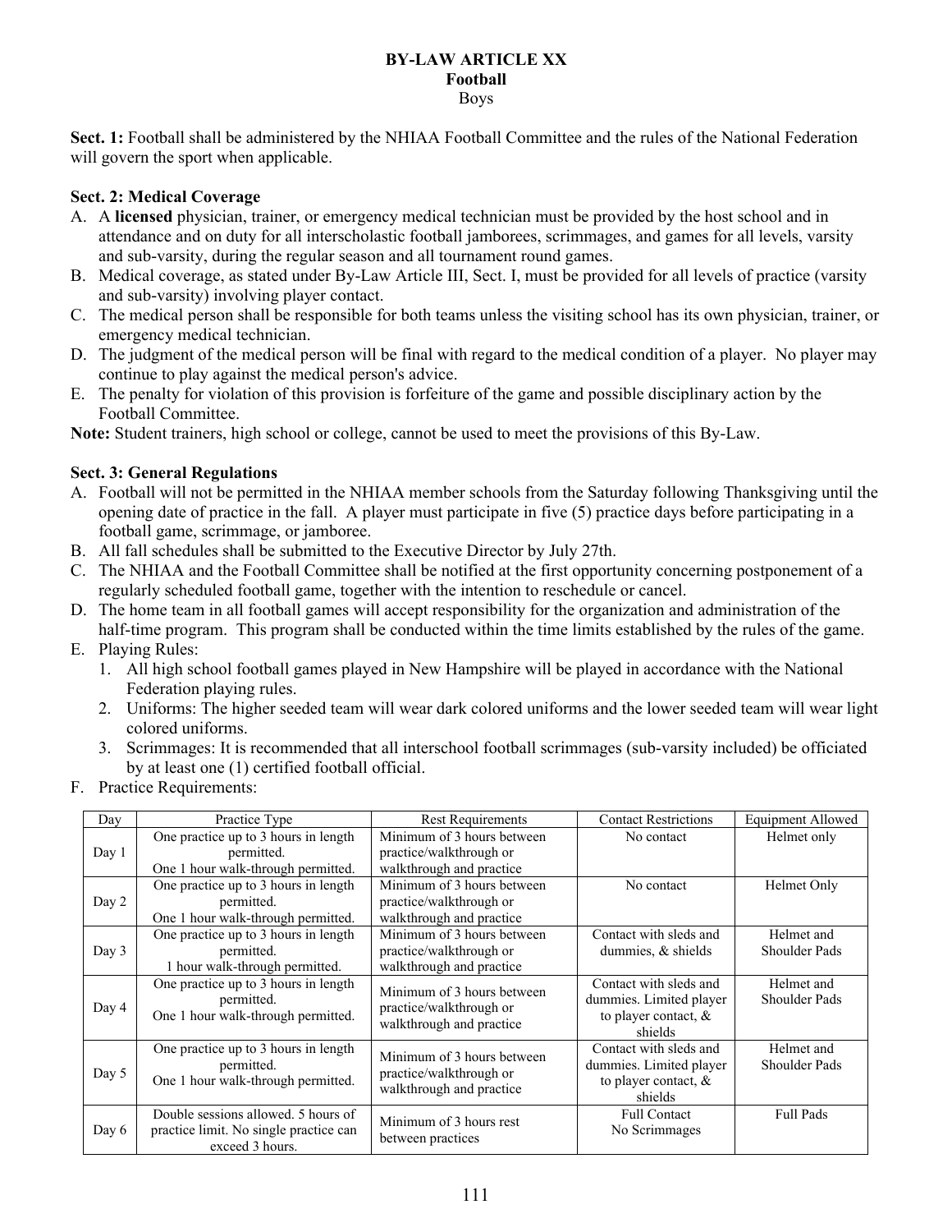# BY-LAW ARTICLE XX
## Football
Boys

**Sect. 1:** Football shall be administered by the NHIAA Football Committee and the rules of the National Federation will govern the sport when applicable.

**Sect. 2: Medical Coverage**

A. A **licensed** physician, trainer, or emergency medical technician must be provided by the host school and in attendance and on duty for all interscholastic football jamborees, scrimmages, and games for all levels, varsity and sub-varsity, during the regular season and all tournament round games.
B. Medical coverage, as stated under By-Law Article III, Sect. I, must be provided for all levels of practice (varsity and sub-varsity) involving player contact.
C. The medical person shall be responsible for both teams unless the visiting school has its own physician, trainer, or emergency medical technician.
D. The judgment of the medical person will be final with regard to the medical condition of a player. No player may continue to play against the medical person's advice.
E. The penalty for violation of this provision is forfeiture of the game and possible disciplinary action by the Football Committee.

**Note:** Student trainers, high school or college, cannot be used to meet the provisions of this By-Law.

**Sect. 3: General Regulations**

A. Football will not be permitted in the NHIAA member schools from the Saturday following Thanksgiving until the opening date of practice in the fall. A player must participate in five (5) practice days before participating in a football game, scrimmage, or jamboree.
B. All fall schedules shall be submitted to the Executive Director by July 27th.
C. The NHIAA and the Football Committee shall be notified at the first opportunity concerning postponement of a regularly scheduled football game, together with the intention to reschedule or cancel.
D. The home team in all football games will accept responsibility for the organization and administration of the half-time program. This program shall be conducted within the time limits established by the rules of the game.
E. Playing Rules:
   1. All high school football games played in New Hampshire will be played in accordance with the National Federation playing rules.
   2. Uniforms: The higher seeded team will wear dark colored uniforms and the lower seeded team will wear light colored uniforms.
   3. Scrimmages: It is recommended that all interschool football scrimmages (sub-varsity included) be officiated by at least one (1) certified football official.
F. Practice Requirements:

| Day | Practice Type | Rest Requirements | Contact Restrictions | Equipment Allowed |
|---|---|---|---|---|
| Day 1 | One practice up to 3 hours in length permitted. One 1 hour walk-through permitted. | Minimum of 3 hours between practice/walkthrough or walkthrough and practice | No contact | Helmet only |
| Day 2 | One practice up to 3 hours in length permitted. One 1 hour walk-through permitted. | Minimum of 3 hours between practice/walkthrough or walkthrough and practice | No contact | Helmet Only |
| Day 3 | One practice up to 3 hours in length permitted. 1 hour walk-through permitted. | Minimum of 3 hours between practice/walkthrough or walkthrough and practice | Contact with sleds and dummies, & shields | Helmet and Shoulder Pads |
| Day 4 | One practice up to 3 hours in length permitted. One 1 hour walk-through permitted. | Minimum of 3 hours between practice/walkthrough or walkthrough and practice | Contact with sleds and dummies. Limited player to player contact, & shields | Helmet and Shoulder Pads |
| Day 5 | One practice up to 3 hours in length permitted. One 1 hour walk-through permitted. | Minimum of 3 hours between practice/walkthrough or walkthrough and practice | Contact with sleds and dummies. Limited player to player contact, & shields | Helmet and Shoulder Pads |
| Day 6 | Double sessions allowed. 5 hours of practice limit. No single practice can exceed 3 hours. | Minimum of 3 hours rest between practices | Full Contact No Scrimmages | Full Pads |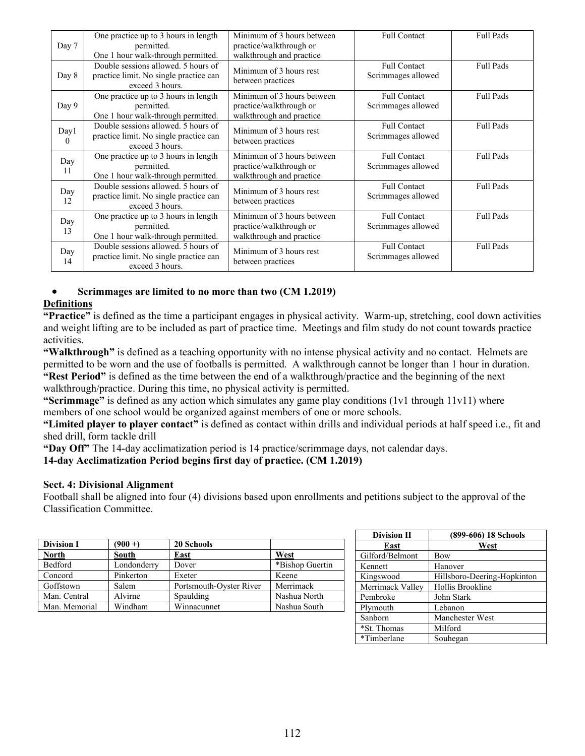| Day 7 | One practice up to 3 hours in length permitted. One 1 hour walk-through permitted. | Minimum of 3 hours between practice/walkthrough or walkthrough and practice | Full Contact | Full Pads |
|---|---|---|---|---|
| Day 8 | Double sessions allowed. 5 hours of practice limit. No single practice can exceed 3 hours. | Minimum of 3 hours rest between practices | Full Contact Scrimmages allowed | Full Pads |
| Day 9 | One practice up to 3 hours in length permitted. One 1 hour walk-through permitted. | Minimum of 3 hours between practice/walkthrough or walkthrough and practice | Full Contact Scrimmages allowed | Full Pads |
| Day10 | Double sessions allowed. 5 hours of practice limit. No single practice can exceed 3 hours. | Minimum of 3 hours rest between practices | Full Contact Scrimmages allowed | Full Pads |
| Day 11 | One practice up to 3 hours in length permitted. One 1 hour walk-through permitted. | Minimum of 3 hours between practice/walkthrough or walkthrough and practice | Full Contact Scrimmages allowed | Full Pads |
| Day 12 | Double sessions allowed. 5 hours of practice limit. No single practice can exceed 3 hours. | Minimum of 3 hours rest between practices | Full Contact Scrimmages allowed | Full Pads |
| Day 13 | One practice up to 3 hours in length permitted. One 1 hour walk-through permitted. | Minimum of 3 hours between practice/walkthrough or walkthrough and practice | Full Contact Scrimmages allowed | Full Pads |
| Day 14 | Double sessions allowed. 5 hours of practice limit. No single practice can exceed 3 hours. | Minimum of 3 hours rest between practices | Full Contact Scrimmages allowed | Full Pads |

- **Scrimmages are limited to no more than two (CM 1.2019)**

**Definitions**

**"Practice"** is defined as the time a participant engages in physical activity. Warm-up, stretching, cool down activities and weight lifting are to be included as part of practice time. Meetings and film study do not count towards practice activities.

**"Walkthrough"** is defined as a teaching opportunity with no intense physical activity and no contact. Helmets are permitted to be worn and the use of footballs is permitted. A walkthrough cannot be longer than 1 hour in duration.

**"Rest Period"** is defined as the time between the end of a walkthrough/practice and the beginning of the next walkthrough/practice. During this time, no physical activity is permitted.

**"Scrimmage"** is defined as any action which simulates any game play conditions (1v1 through 11v11) where members of one school would be organized against members of one or more schools.

**"Limited player to player contact"** is defined as contact within drills and individual periods at half speed i.e., fit and shed drill, form tackle drill

**"Day Off"** The 14-day acclimatization period is 14 practice/scrimmage days, not calendar days.

**14-day Acclimatization Period begins first day of practice. (CM 1.2019)**

**Sect. 4: Divisional Alignment**

Football shall be aligned into four (4) divisions based upon enrollments and petitions subject to the approval of the Classification Committee.

| Division I | (900 +) | 20 Schools | |
|---|---|---|---|
| **North** | **South** | **East** | **West** |
| Bedford | Londonderry | Dover | *Bishop Guertin |
| Concord | Pinkerton | Exeter | Keene |
| Goffstown | Salem | Portsmouth-Oyster River | Merrimack |
| Man. Central | Alvirne | Spaulding | Nashua North |
| Man. Memorial | Windham | Winnacunnet | Nashua South |

| Division II | (899-606) 18 Schools |
|---|---|
| **East** | **West** |
| Gilford/Belmont | Bow |
| Kennett | Hanover |
| Kingswood | Hillsboro-Deering-Hopkinton |
| Merrimack Valley | Hollis Brookline |
| Pembroke | John Stark |
| Plymouth | Lebanon |
| Sanborn | Manchester West |
| *St. Thomas | Milford |
| *Timberlane | Souhegan |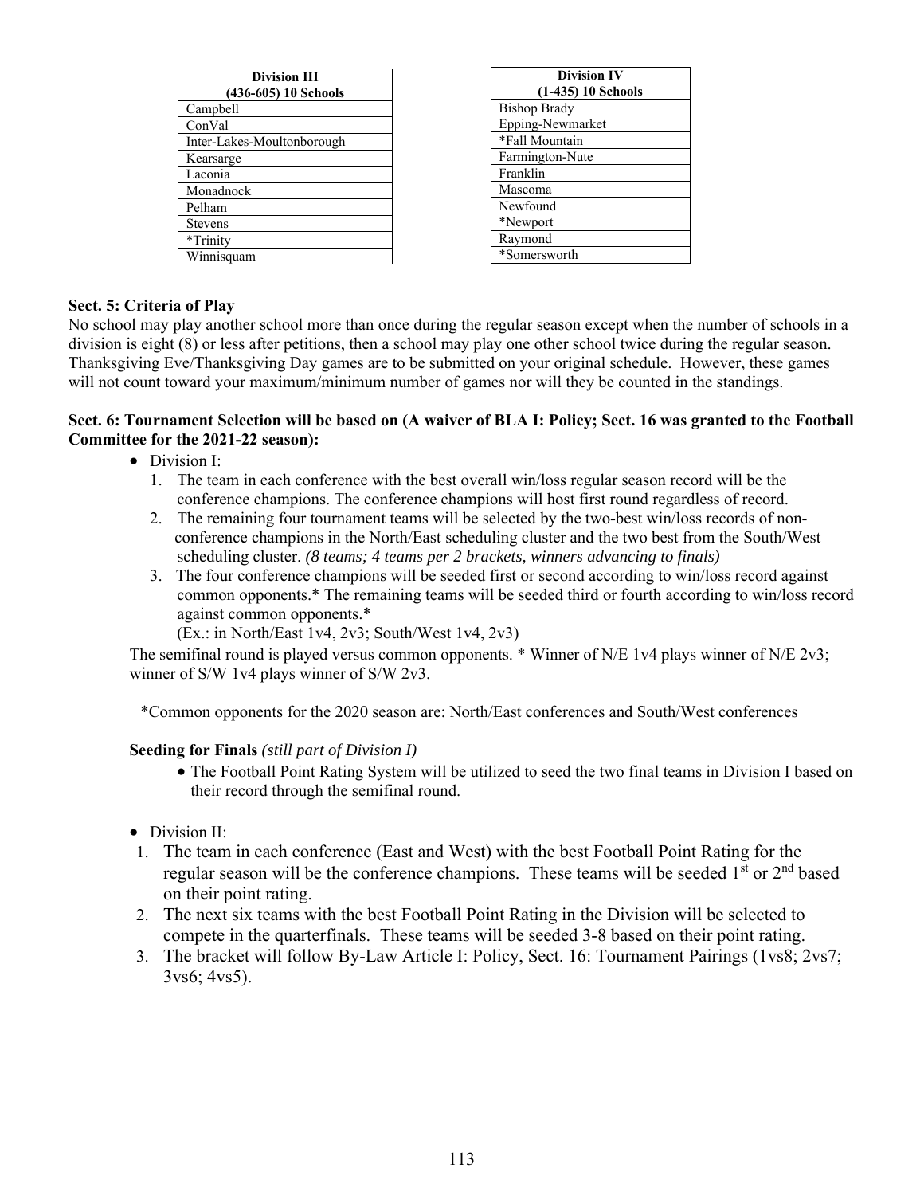| Division III (436-605) 10 Schools |
| --- |
| Campbell |
| ConVal |
| Inter-Lakes-Moultonborough |
| Kearsarge |
| Laconia |
| Monadnock |
| Pelham |
| Stevens |
| *Trinity |
| Winnisquam |

| Division IV (1-435) 10 Schools |
| --- |
| Bishop Brady |
| Epping-Newmarket |
| *Fall Mountain |
| Farmington-Nute |
| Franklin |
| Mascoma |
| Newfound |
| *Newport |
| Raymond |
| *Somersworth |

**Sect. 5: Criteria of Play**

No school may play another school more than once during the regular season except when the number of schools in a division is eight (8) or less after petitions, then a school may play one other school twice during the regular season. Thanksgiving Eve/Thanksgiving Day games are to be submitted on your original schedule. However, these games will not count toward your maximum/minimum number of games nor will they be counted in the standings.

**Sect. 6: Tournament Selection will be based on (A waiver of BLA I: Policy; Sect. 16 was granted to the Football Committee for the 2021-22 season):**

- Division I:
  1. The team in each conference with the best overall win/loss regular season record will be the conference champions. The conference champions will host first round regardless of record.
  2. The remaining four tournament teams will be selected by the two-best win/loss records of non-conference champions in the North/East scheduling cluster and the two best from the South/West scheduling cluster. *(8 teams; 4 teams per 2 brackets, winners advancing to finals)*
  3. The four conference champions will be seeded first or second according to win/loss record against common opponents.* The remaining teams will be seeded third or fourth according to win/loss record against common opponents.*
     (Ex.: in North/East 1v4, 2v3; South/West 1v4, 2v3)

  The semifinal round is played versus common opponents. * Winner of N/E 1v4 plays winner of N/E 2v3; winner of S/W 1v4 plays winner of S/W 2v3.

  *Common opponents for the 2020 season are: North/East conferences and South/West conferences

  **Seeding for Finals** *(still part of Division I)*

  - The Football Point Rating System will be utilized to seed the two final teams in Division I based on their record through the semifinal round.

- Division II:
  1. The team in each conference (East and West) with the best Football Point Rating for the regular season will be the conference champions. These teams will be seeded 1st or 2nd based on their point rating.
  2. The next six teams with the best Football Point Rating in the Division will be selected to compete in the quarterfinals. These teams will be seeded 3-8 based on their point rating.
  3. The bracket will follow By-Law Article I: Policy, Sect. 16: Tournament Pairings (1vs8; 2vs7; 3vs6; 4vs5).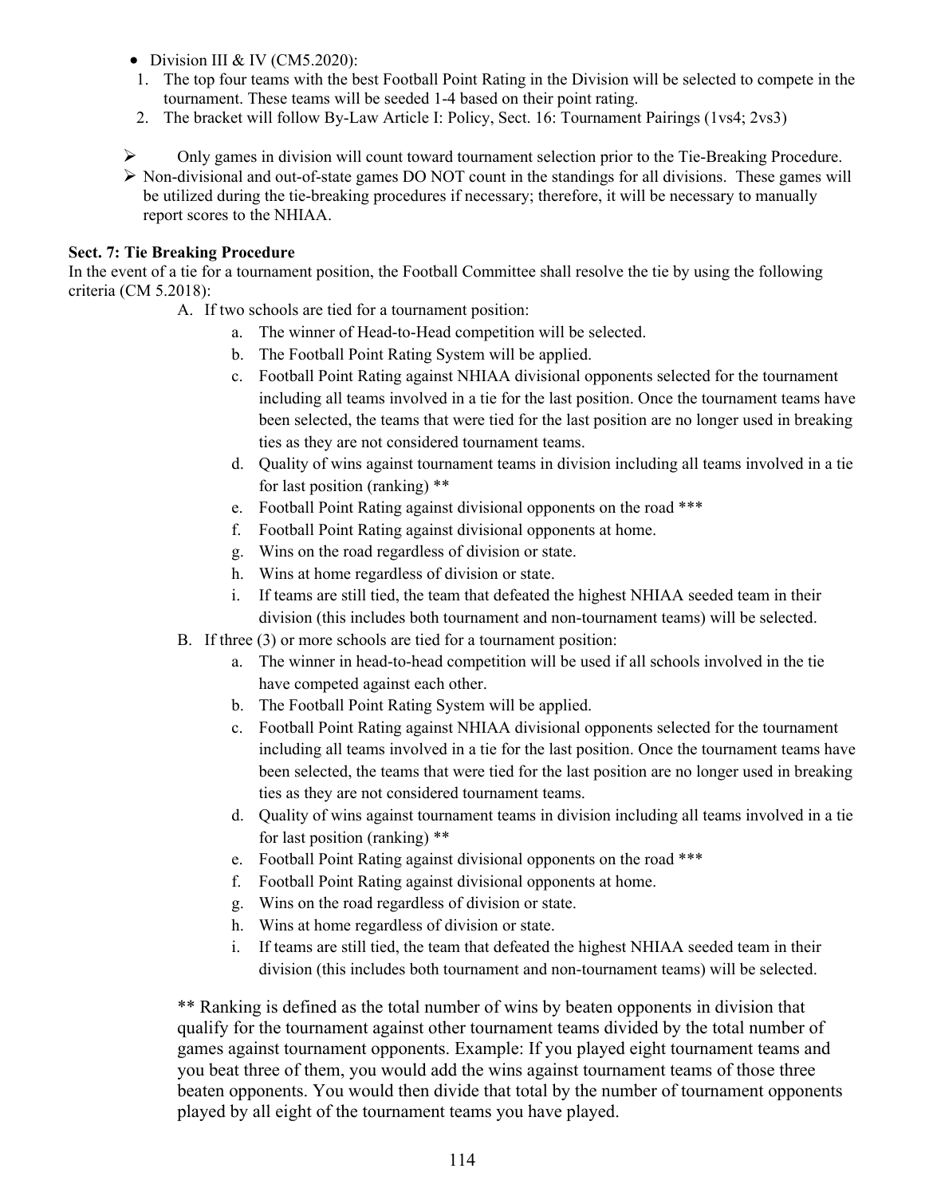- Division III & IV (CM5.2020):
  1. The top four teams with the best Football Point Rating in the Division will be selected to compete in the tournament. These teams will be seeded 1-4 based on their point rating.
  2. The bracket will follow By-Law Article I: Policy, Sect. 16: Tournament Pairings (1vs4; 2vs3)

- Only games in division will count toward tournament selection prior to the Tie-Breaking Procedure.
- Non-divisional and out-of-state games DO NOT count in the standings for all divisions. These games will be utilized during the tie-breaking procedures if necessary; therefore, it will be necessary to manually report scores to the NHIAA.

**Sect. 7: Tie Breaking Procedure**

In the event of a tie for a tournament position, the Football Committee shall resolve the tie by using the following criteria (CM 5.2018):

A. If two schools are tied for a tournament position:
   a. The winner of Head-to-Head competition will be selected.
   b. The Football Point Rating System will be applied.
   c. Football Point Rating against NHIAA divisional opponents selected for the tournament including all teams involved in a tie for the last position. Once the tournament teams have been selected, the teams that were tied for the last position are no longer used in breaking ties as they are not considered tournament teams.
   d. Quality of wins against tournament teams in division including all teams involved in a tie for last position (ranking) **
   e. Football Point Rating against divisional opponents on the road ***
   f. Football Point Rating against divisional opponents at home.
   g. Wins on the road regardless of division or state.
   h. Wins at home regardless of division or state.
   i. If teams are still tied, the team that defeated the highest NHIAA seeded team in their division (this includes both tournament and non-tournament teams) will be selected.

B. If three (3) or more schools are tied for a tournament position:
   a. The winner in head-to-head competition will be used if all schools involved in the tie have competed against each other.
   b. The Football Point Rating System will be applied.
   c. Football Point Rating against NHIAA divisional opponents selected for the tournament including all teams involved in a tie for the last position. Once the tournament teams have been selected, the teams that were tied for the last position are no longer used in breaking ties as they are not considered tournament teams.
   d. Quality of wins against tournament teams in division including all teams involved in a tie for last position (ranking) **
   e. Football Point Rating against divisional opponents on the road ***
   f. Football Point Rating against divisional opponents at home.
   g. Wins on the road regardless of division or state.
   h. Wins at home regardless of division or state.
   i. If teams are still tied, the team that defeated the highest NHIAA seeded team in their division (this includes both tournament and non-tournament teams) will be selected.

** Ranking is defined as the total number of wins by beaten opponents in division that qualify for the tournament against other tournament teams divided by the total number of games against tournament opponents. Example: If you played eight tournament teams and you beat three of them, you would add the wins against tournament teams of those three beaten opponents. You would then divide that total by the number of tournament opponents played by all eight of the tournament teams you have played.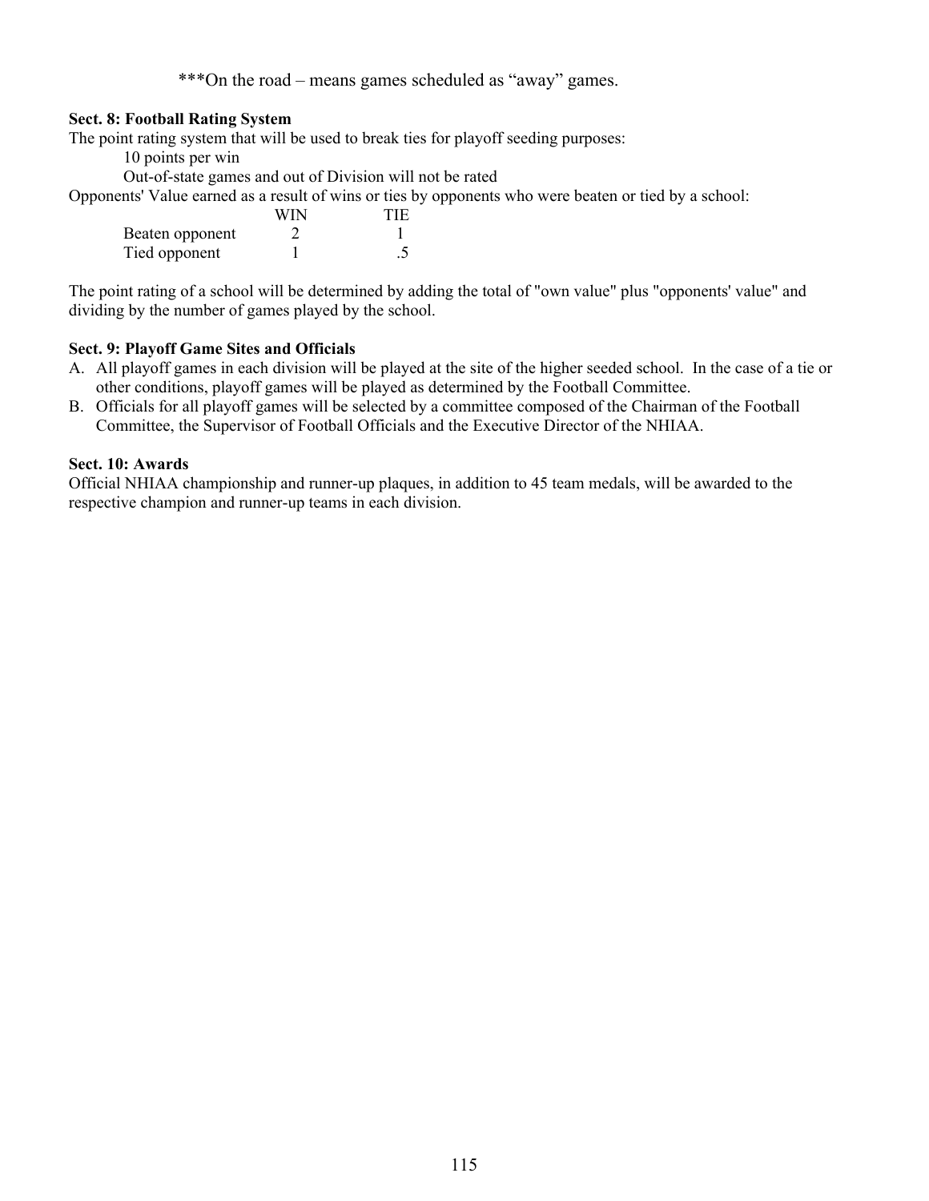***On the road – means games scheduled as "away" games.

**Sect. 8: Football Rating System**

The point rating system that will be used to break ties for playoff seeding purposes:

10 points per win

Out-of-state games and out of Division will not be rated

Opponents' Value earned as a result of wins or ties by opponents who were beaten or tied by a school:

| | WIN | TIE |
|---|---|---|
| Beaten opponent | 2 | 1 |
| Tied opponent | 1 | .5 |

The point rating of a school will be determined by adding the total of "own value" plus "opponents' value" and dividing by the number of games played by the school.

**Sect. 9: Playoff Game Sites and Officials**

A. All playoff games in each division will be played at the site of the higher seeded school. In the case of a tie or other conditions, playoff games will be played as determined by the Football Committee.
B. Officials for all playoff games will be selected by a committee composed of the Chairman of the Football Committee, the Supervisor of Football Officials and the Executive Director of the NHIAA.

**Sect. 10: Awards**

Official NHIAA championship and runner-up plaques, in addition to 45 team medals, will be awarded to the respective champion and runner-up teams in each division.